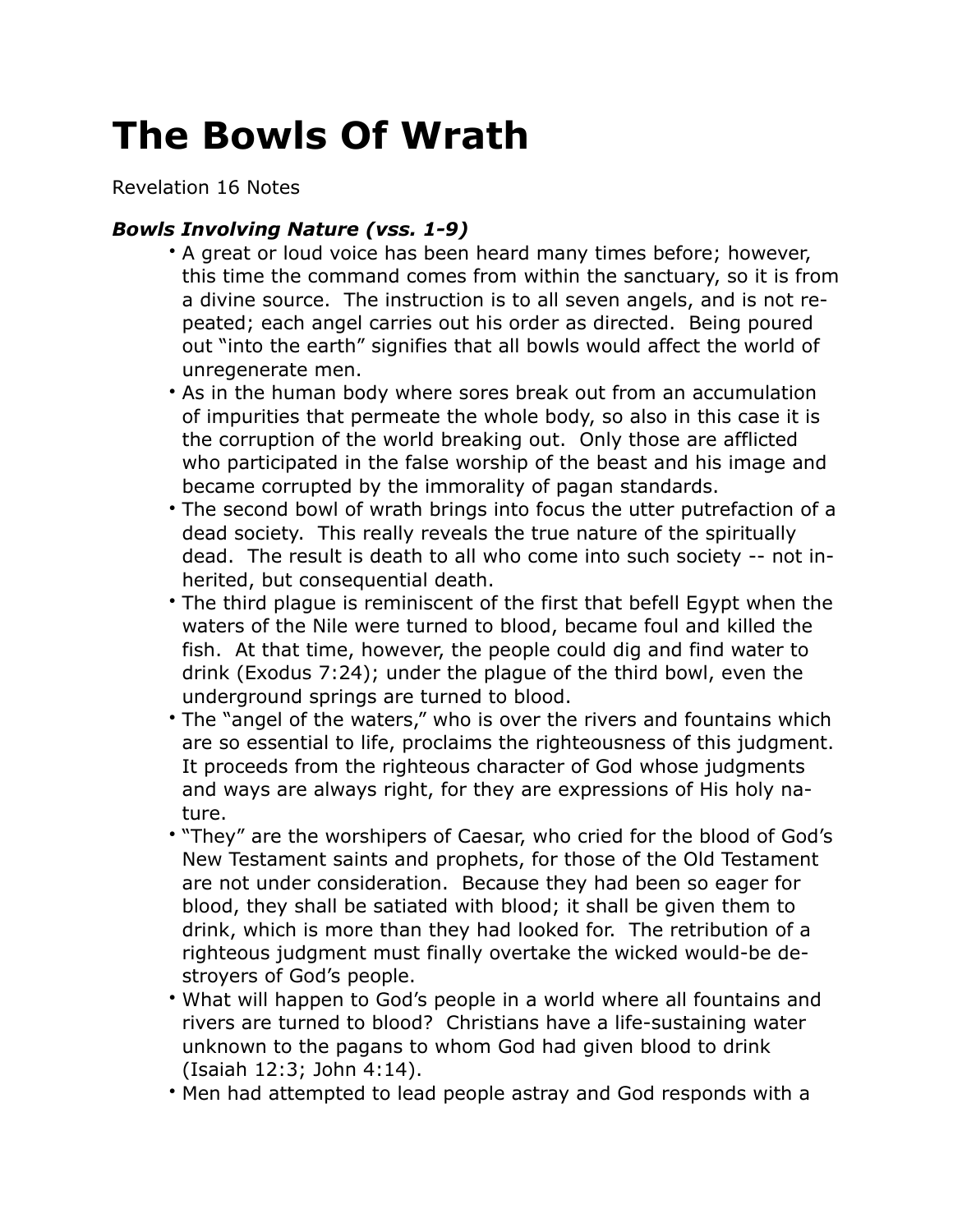# The Bowls Of Wrath

Revelation 16 Notes

### *Bowls Involving Nature (vss. 1-9)*

- A great or loud voice has been heard many times before; however, this time the command comes from within the sanctuary, so it is from a divine source. The instruction is to all seven angels, and is not repeated; each angel carries out his order as directed. Being poured out "into the earth" signifies that all bowls would affect the world of unregenerate men.
- As in the human body where sores break out from an accumulation of impurities that permeate the whole body, so also in this case it is the corruption of the world breaking out. Only those are afflicted who participated in the false worship of the beast and his image and became corrupted by the immorality of pagan standards.
- The second bowl of wrath brings into focus the utter putrefaction of a dead society. This really reveals the true nature of the spiritually dead. The result is death to all who come into such society -- not inherited, but consequential death.
- The third plague is reminiscent of the first that befell Egypt when the waters of the Nile were turned to blood, became foul and killed the fish. At that time, however, the people could dig and find water to drink (Exodus 7:24); under the plague of the third bowl, even the underground springs are turned to blood.
- The "angel of the waters," who is over the rivers and fountains which are so essential to life, proclaims the righteousness of this judgment. It proceeds from the righteous character of God whose judgments and ways are always right, for they are expressions of His holy nature.
- "They" are the worshipers of Caesar, who cried for the blood of God's New Testament saints and prophets, for those of the Old Testament are not under consideration. Because they had been so eager for blood, they shall be satiated with blood; it shall be given them to drink, which is more than they had looked for. The retribution of a righteous judgment must finally overtake the wicked would-be destroyers of God's people.
- What will happen to God's people in a world where all fountains and rivers are turned to blood? Christians have a life-sustaining water unknown to the pagans to whom God had given blood to drink (Isaiah 12:3; John 4:14).
- Men had attempted to lead people astray and God responds with a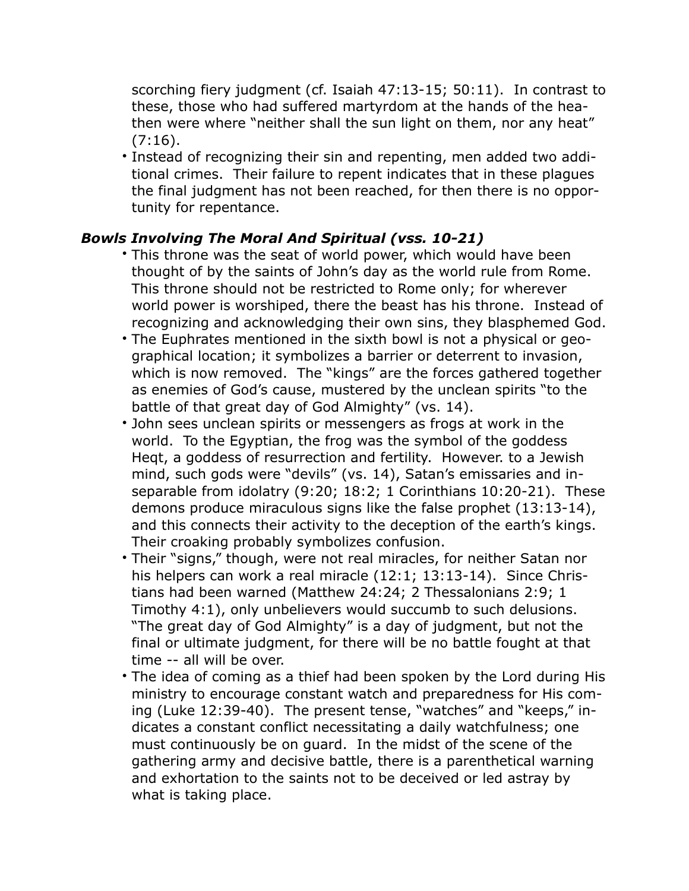scorching fiery judgment (cf. Isaiah 47:13-15; 50:11). In contrast to these, those who had suffered martyrdom at the hands of the heathen were where "neither shall the sun light on them, nor any heat" (7:16).

- Instead of recognizing their sin and repenting, men added two additional crimes. Their failure to repent indicates that in these plagues the final judgment has not been reached, for then there is no opportunity for repentance.

### *Bowls Involving The Moral And Spiritual (vss. 10-21)*

- This throne was the seat of world power, which would have been thought of by the saints of John's day as the world rule from Rome. This throne should not be restricted to Rome only; for wherever world power is worshiped, there the beast has his throne. Instead of recognizing and acknowledging their own sins, they blasphemed God.
- The Euphrates mentioned in the sixth bowl is not a physical or geographical location; it symbolizes a barrier or deterrent to invasion, which is now removed. The "kings" are the forces gathered together as enemies of God's cause, mustered by the unclean spirits "to the battle of that great day of God Almighty" (vs. 14).
- John sees unclean spirits or messengers as frogs at work in the world. To the Egyptian, the frog was the symbol of the goddess Heqt, a goddess of resurrection and fertility. However. to a Jewish mind, such gods were "devils" (vs. 14), Satan's emissaries and inseparable from idolatry (9:20; 18:2; 1 Corinthians 10:20-21). These demons produce miraculous signs like the false prophet (13:13-14), and this connects their activity to the deception of the earth's kings. Their croaking probably symbolizes confusion.
- Their "signs," though, were not real miracles, for neither Satan nor his helpers can work a real miracle (12:1; 13:13-14). Since Christians had been warned (Matthew 24:24; 2 Thessalonians 2:9; 1 Timothy 4:1), only unbelievers would succumb to such delusions. "The great day of God Almighty" is a day of judgment, but not the final or ultimate judgment, for there will be no battle fought at that time -- all will be over.
- The idea of coming as a thief had been spoken by the Lord during His ministry to encourage constant watch and preparedness for His coming (Luke 12:39-40). The present tense, "watches" and "keeps," indicates a constant conflict necessitating a daily watchfulness; one must continuously be on guard. In the midst of the scene of the gathering army and decisive battle, there is a parenthetical warning and exhortation to the saints not to be deceived or led astray by what is taking place.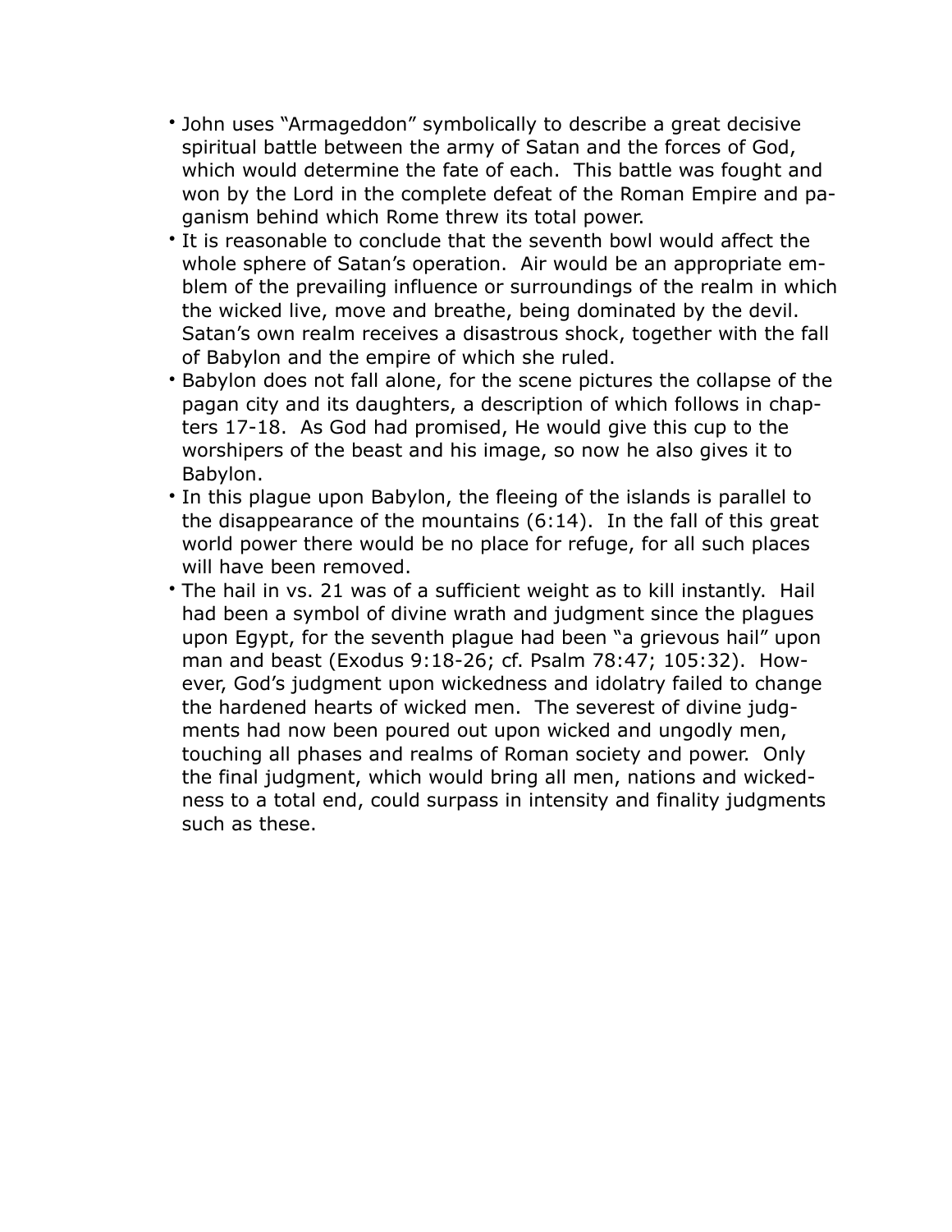- John uses "Armageddon" symbolically to describe a great decisive spiritual battle between the army of Satan and the forces of God, which would determine the fate of each. This battle was fought and won by the Lord in the complete defeat of the Roman Empire and paganism behind which Rome threw its total power.
- It is reasonable to conclude that the seventh bowl would affect the whole sphere of Satan's operation. Air would be an appropriate emblem of the prevailing influence or surroundings of the realm in which the wicked live, move and breathe, being dominated by the devil. Satan's own realm receives a disastrous shock, together with the fall of Babylon and the empire of which she ruled.
- Babylon does not fall alone, for the scene pictures the collapse of the pagan city and its daughters, a description of which follows in chapters 17-18. As God had promised, He would give this cup to the worshipers of the beast and his image, so now he also gives it to Babylon.
- In this plague upon Babylon, the fleeing of the islands is parallel to the disappearance of the mountains (6:14). In the fall of this great world power there would be no place for refuge, for all such places will have been removed.
- The hail in vs. 21 was of a sufficient weight as to kill instantly. Hail had been a symbol of divine wrath and judgment since the plagues upon Egypt, for the seventh plague had been "a grievous hail" upon man and beast (Exodus 9:18-26; cf. Psalm 78:47; 105:32). However, God's judgment upon wickedness and idolatry failed to change the hardened hearts of wicked men. The severest of divine judgments had now been poured out upon wicked and ungodly men, touching all phases and realms of Roman society and power. Only the final judgment, which would bring all men, nations and wickedness to a total end, could surpass in intensity and finality judgments such as these.